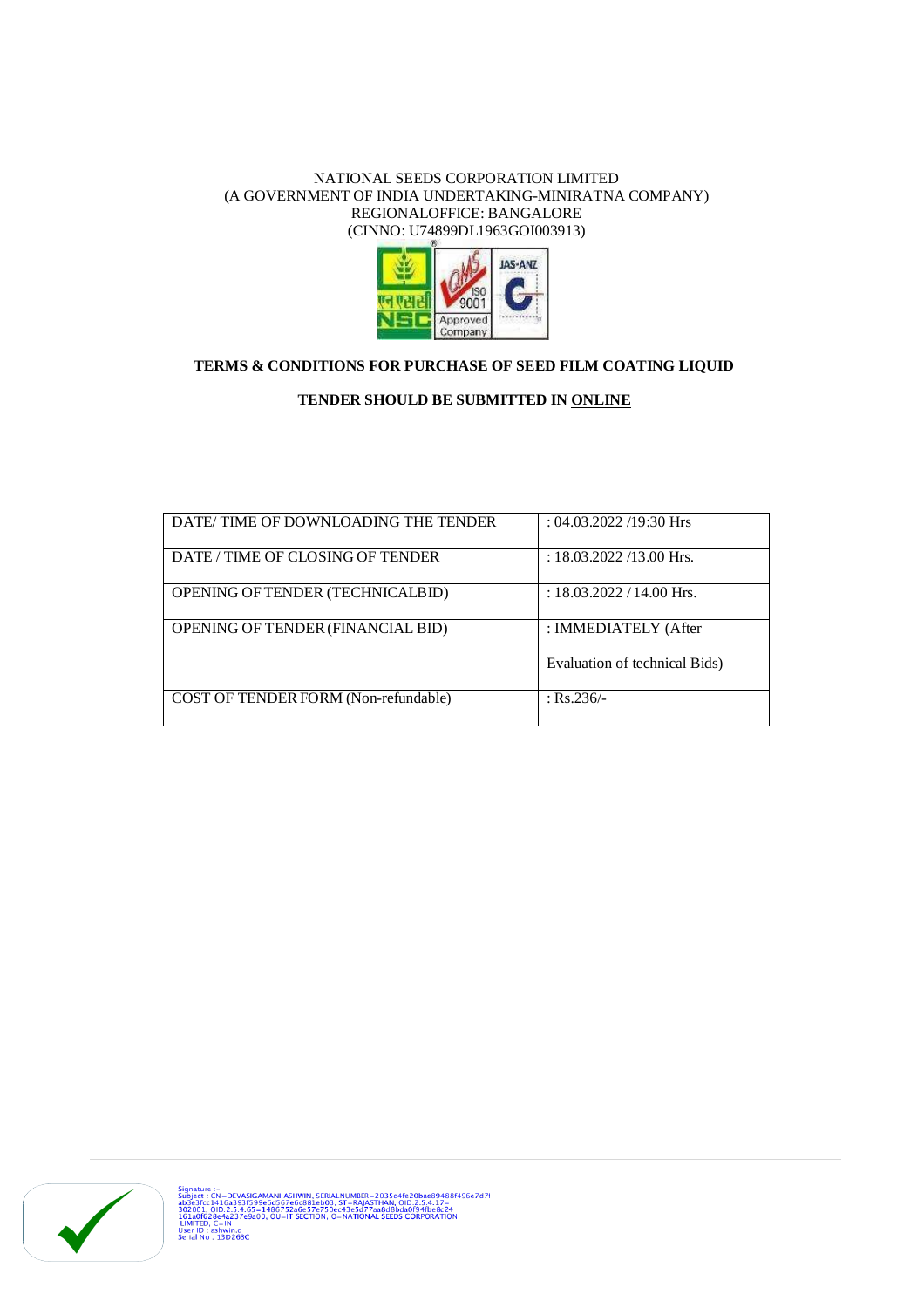NATIONAL SEEDS CORPORATION LIMITED
(A GOVERNMENT OF INDIA UNDERTAKING-MINIRATNA COMPANY)
REGIONALOFFICE: BANGALORE
(CINNO: U74899DL1963GOI003913)

**TERMS & CONDITIONS FOR PURCHASE OF SEED FILM COATING LIQUID**

**TENDER SHOULD BE SUBMITTED IN ONLINE**

| | |
|---|---|
| DATE/ TIME OF DOWNLOADING THE TENDER | : 04.03.2022 /19:30 Hrs |
| DATE / TIME OF CLOSING OF TENDER | : 18.03.2022 /13.00 Hrs. |
| OPENING OF TENDER (TECHNICALBID) | : 18.03.2022 / 14.00 Hrs. |
| OPENING OF TENDER (FINANCIAL BID) | : IMMEDIATELY (After Evaluation of technical Bids) |
| COST OF TENDER FORM (Non-refundable) | : Rs.236/- |

Signature :-
Subject : CN=DEVASIGAMANI ASHWIN, SERIALNUMBER=2035d4fe20bae89488f496e7d7f ab3e3fcc1416a393f599e6d567e6c881eb03, ST=RAJASTHAN, OID.2.5.4.17= 302001, OID.2.5.4.65=1486752a6e57e750ec43e5d77aa8d8bda0f94fbe8c24 161a0f628e4a237e9a00, OU=IT SECTION, O=NATIONAL SEEDS CORPORATION LIMITED, C=IN
User ID : ashwin.d
Serial No : 13D268C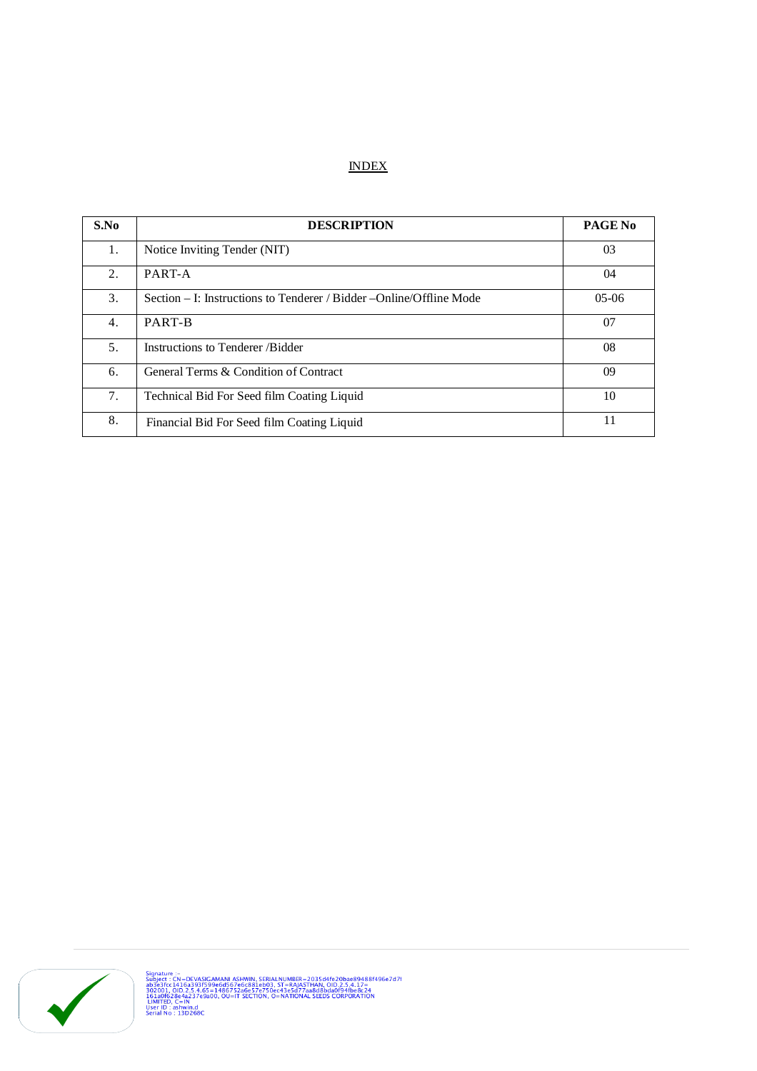# INDEX

| S.No | DESCRIPTION | PAGE No |
|---|---|---|
| 1. | Notice Inviting Tender (NIT) | 03 |
| 2. | PART-A | 04 |
| 3. | Section – I: Instructions to Tenderer / Bidder –Online/Offline Mode | 05-06 |
| 4. | PART-B | 07 |
| 5. | Instructions to Tenderer /Bidder | 08 |
| 6. | General Terms & Condition of Contract | 09 |
| 7. | Technical Bid For Seed film Coating Liquid | 10 |
| 8. | Financial Bid For Seed film Coating Liquid | 11 |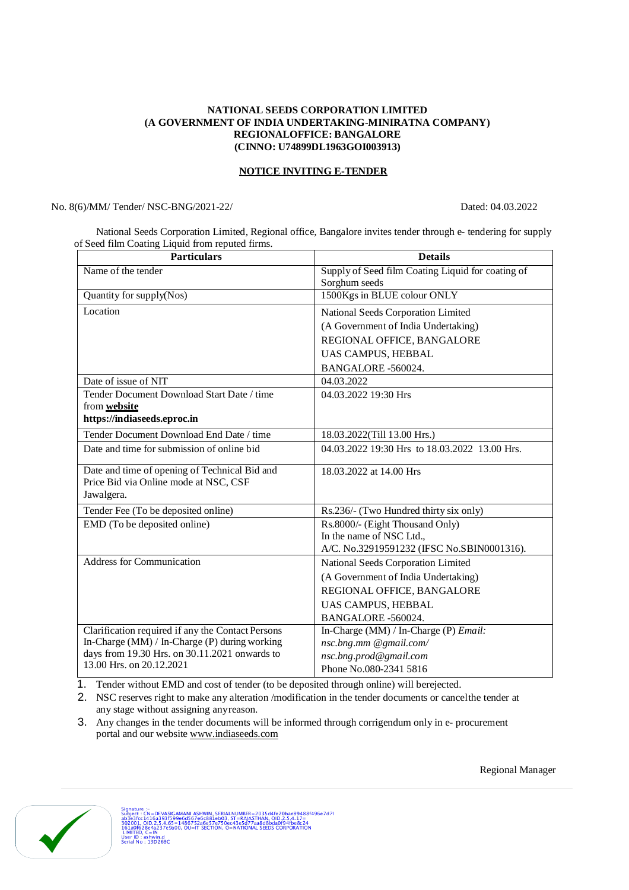**NATIONAL SEEDS CORPORATION LIMITED**
**(A GOVERNMENT OF INDIA UNDERTAKING-MINIRATNA COMPANY)**
**REGIONALOFFICE: BANGALORE**
**(CINNO: U74899DL1963GOI003913)**

## NOTICE INVITING E-TENDER

No. 8(6)/MM/ Tender/ NSC-BNG/2021-22/ Dated: 04.03.2022

National Seeds Corporation Limited, Regional office, Bangalore invites tender through e- tendering for supply of Seed film Coating Liquid from reputed firms.

| Particulars | Details |
|---|---|
| Name of the tender | Supply of Seed film Coating Liquid for coating of Sorghum seeds |
| Quantity for supply(Nos) | 1500Kgs in BLUE colour ONLY |
| Location | National Seeds Corporation Limited<br>(A Government of India Undertaking)<br>REGIONAL OFFICE, BANGALORE<br>UAS CAMPUS, HEBBAL<br>BANGALORE -560024. |
| Date of issue of NIT | 04.03.2022 |
| Tender Document Download Start Date / time from **website** **https://indiaseeds.eproc.in** | 04.03.2022 19:30 Hrs |
| Tender Document Download End Date / time | 18.03.2022(Till 13.00 Hrs.) |
| Date and time for submission of online bid | 04.03.2022 19:30 Hrs to 18.03.2022 13.00 Hrs. |
| Date and time of opening of Technical Bid and Price Bid via Online mode at NSC, CSF Jawalgera. | 18.03.2022 at 14.00 Hrs |
| Tender Fee (To be deposited online) | Rs.236/- (Two Hundred thirty six only) |
| EMD (To be deposited online) | Rs.8000/- (Eight Thousand Only)<br>In the name of NSC Ltd.,<br>A/C. No.32919591232 (IFSC No.SBIN0001316). |
| Address for Communication | National Seeds Corporation Limited<br>(A Government of India Undertaking)<br>REGIONAL OFFICE, BANGALORE<br>UAS CAMPUS, HEBBAL<br>BANGALORE -560024. |
| Clarification required if any the Contact Persons In-Charge (MM) / In-Charge (P) during working days from 19.30 Hrs. on 30.11.2021 onwards to 13.00 Hrs. on 20.12.2021 | In-Charge (MM) / In-Charge (P) *Email:*<br>*nsc.bng.mm @gmail.com/*<br>*nsc.bng.prod@gmail.com*<br>Phone No.080-2341 5816 |

1. Tender without EMD and cost of tender (to be deposited through online) will berejected.
2. NSC reserves right to make any alteration /modification in the tender documents or cancelthe tender at any stage without assigning anyreason.
3. Any changes in the tender documents will be informed through corrigendum only in e- procurement portal and our website www.indiaseeds.com

Regional Manager

Signature :-
Subject : CN=DEVASIGAMANI ASHWIN, SERIALNUMBER=2035d4fe20bae89488f496e7d7f ab3e3fcc1416a393f599e6d567e6c881eb03, ST=RAJASTHAN, OID.2.5.4.17= 302001, OID.2.5.4.65=1486752a6e57e750ec43e5d77aa8d8bda0f94fbe8c24 161a0f628e4a237e9a00, OU=IT SECTION, O=NATIONAL SEEDS CORPORATION LIMITED, C=IN
User ID : ashwin.d
Serial No : 13D268C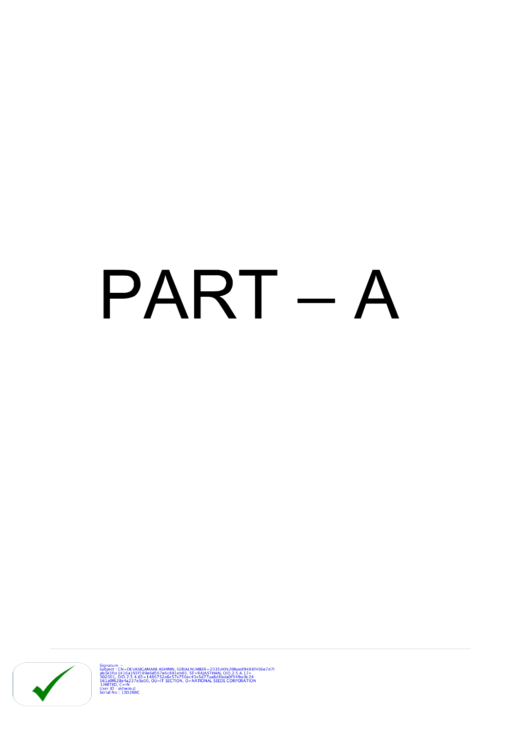# PART – A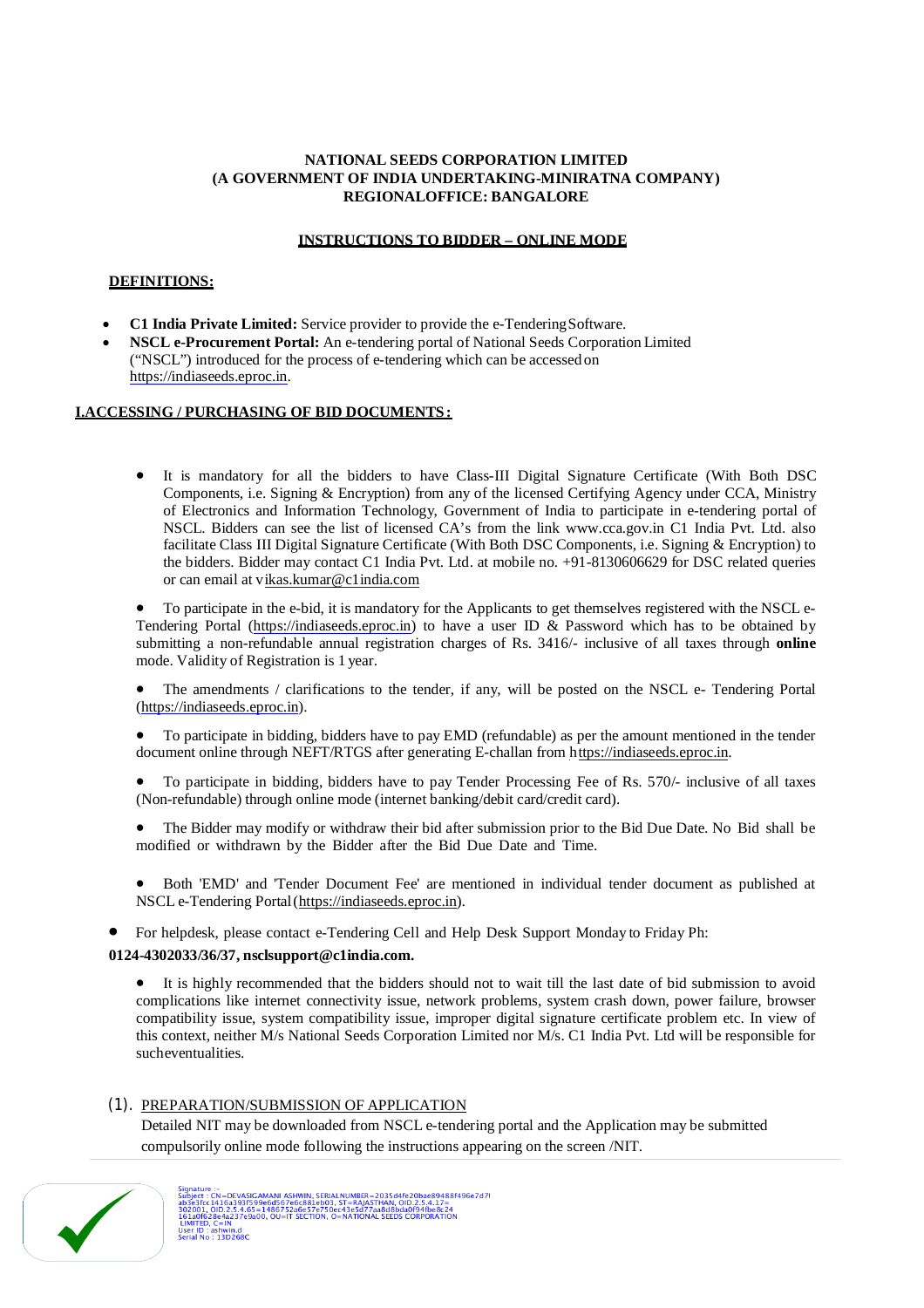**NATIONAL SEEDS CORPORATION LIMITED**
**(A GOVERNMENT OF INDIA UNDERTAKING-MINIRATNA COMPANY)**
**REGIONALOFFICE: BANGALORE**

**INSTRUCTIONS TO BIDDER – ONLINE MODE**

**DEFINITIONS:**

- **C1 India Private Limited:** Service provider to provide the e-Tendering Software.
- **NSCL e-Procurement Portal:** An e-tendering portal of National Seeds Corporation Limited ("NSCL") introduced for the process of e-tendering which can be accessed on https://indiaseeds.eproc.in.

**I.ACCESSING / PURCHASING OF BID DOCUMENTS:**

- It is mandatory for all the bidders to have Class-III Digital Signature Certificate (With Both DSC Components, i.e. Signing & Encryption) from any of the licensed Certifying Agency under CCA, Ministry of Electronics and Information Technology, Government of India to participate in e-tendering portal of NSCL. Bidders can see the list of licensed CA's from the link www.cca.gov.in C1 India Pvt. Ltd. also facilitate Class III Digital Signature Certificate (With Both DSC Components, i.e. Signing & Encryption) to the bidders. Bidder may contact C1 India Pvt. Ltd. at mobile no. +91-8130606629 for DSC related queries or can email at vikas.kumar@c1india.com

- To participate in the e-bid, it is mandatory for the Applicants to get themselves registered with the NSCL e-Tendering Portal (https://indiaseeds.eproc.in) to have a user ID & Password which has to be obtained by submitting a non-refundable annual registration charges of Rs. 3416/- inclusive of all taxes through **online** mode. Validity of Registration is 1 year.

- The amendments / clarifications to the tender, if any, will be posted on the NSCL e- Tendering Portal (https://indiaseeds.eproc.in).

- To participate in bidding, bidders have to pay EMD (refundable) as per the amount mentioned in the tender document online through NEFT/RTGS after generating E-challan from https://indiaseeds.eproc.in.

- To participate in bidding, bidders have to pay Tender Processing Fee of Rs. 570/- inclusive of all taxes (Non-refundable) through online mode (internet banking/debit card/credit card).

- The Bidder may modify or withdraw their bid after submission prior to the Bid Due Date. No Bid shall be modified or withdrawn by the Bidder after the Bid Due Date and Time.

- Both 'EMD' and 'Tender Document Fee' are mentioned in individual tender document as published at NSCL e-Tendering Portal (https://indiaseeds.eproc.in).

- For helpdesk, please contact e-Tendering Cell and Help Desk Support Monday to Friday Ph: **0124-4302033/36/37, nsclsupport@c1india.com.**

- It is highly recommended that the bidders should not to wait till the last date of bid submission to avoid complications like internet connectivity issue, network problems, system crash down, power failure, browser compatibility issue, system compatibility issue, improper digital signature certificate problem etc. In view of this context, neither M/s National Seeds Corporation Limited nor M/s. C1 India Pvt. Ltd will be responsible for such eventualities.

(1). PREPARATION/SUBMISSION OF APPLICATION

Detailed NIT may be downloaded from NSCL e-tendering portal and the Application may be submitted compulsorily online mode following the instructions appearing on the screen /NIT.

Signature :-
Subject : CN=DEVASIGAMANI ASHWIN, SERIALNUMBER=2035d4fe20bae89488f496e7d7f ab3e3fcc1416a393f599e6d567e6c881eb03, ST=RAJASTHAN, OID.2.5.4.17=302001, OID.2.5.4.65=1486752a6e57e750ec43e5d77aa8d8bda0f94fbe8c24 161a0f628e4a237e9a00, OU=IT SECTION, O=NATIONAL SEEDS CORPORATION LIMITED, C=IN
User ID : ashwin.d
Serial No : 13D268C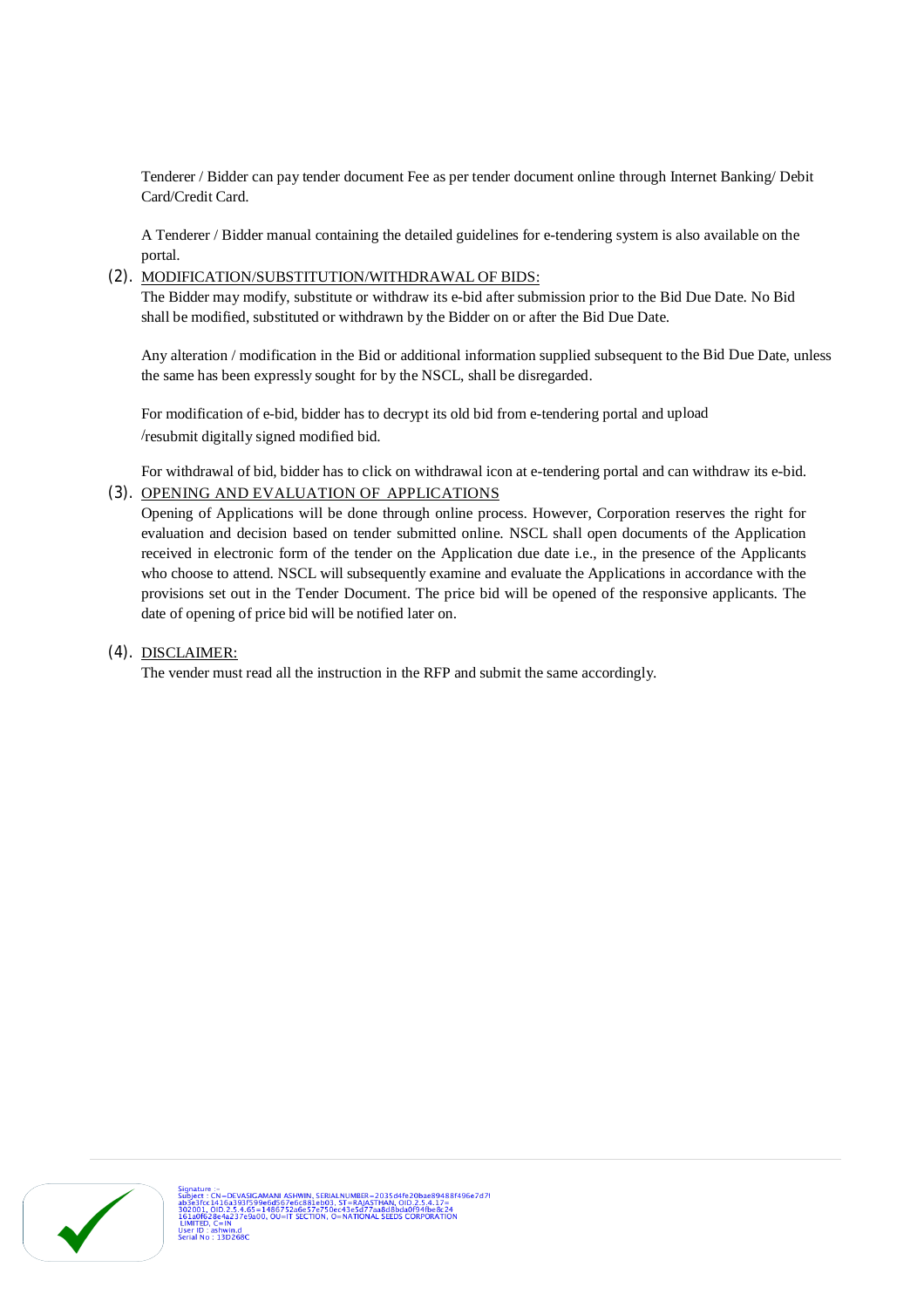Tenderer / Bidder can pay tender document Fee as per tender document online through Internet Banking/ Debit Card/Credit Card.

A Tenderer / Bidder manual containing the detailed guidelines for e-tendering system is also available on the portal.

(2). MODIFICATION/SUBSTITUTION/WITHDRAWAL OF BIDS:

The Bidder may modify, substitute or withdraw its e-bid after submission prior to the Bid Due Date. No Bid shall be modified, substituted or withdrawn by the Bidder on or after the Bid Due Date.

Any alteration / modification in the Bid or additional information supplied subsequent to the Bid Due Date, unless the same has been expressly sought for by the NSCL, shall be disregarded.

For modification of e-bid, bidder has to decrypt its old bid from e-tendering portal and upload /resubmit digitally signed modified bid.

For withdrawal of bid, bidder has to click on withdrawal icon at e-tendering portal and can withdraw its e-bid.

(3). OPENING AND EVALUATION OF APPLICATIONS

Opening of Applications will be done through online process. However, Corporation reserves the right for evaluation and decision based on tender submitted online. NSCL shall open documents of the Application received in electronic form of the tender on the Application due date i.e., in the presence of the Applicants who choose to attend. NSCL will subsequently examine and evaluate the Applications in accordance with the provisions set out in the Tender Document. The price bid will be opened of the responsive applicants. The date of opening of price bid will be notified later on.

(4). DISCLAIMER:

The vender must read all the instruction in the RFP and submit the same accordingly.

Signature :-
Subject : CN=DEVASIGAMANI ASHWIN, SERIALNUMBER=2035d4fe20bae89488f496e7d7f ab3e3fcc1416a393f599e6d567e6c881eb03, ST=RAJASTHAN, OID.2.5.4.17=302001, OID.2.5.4.65=1486752a6e57e750ec43e5d77aa8d8bda0f94fbe8c24161a0f628e4a237e9a00, OU=IT SECTION, O=NATIONAL SEEDS CORPORATION LIMITED, C=IN
User ID : ashwin.d
Serial No : 13D268C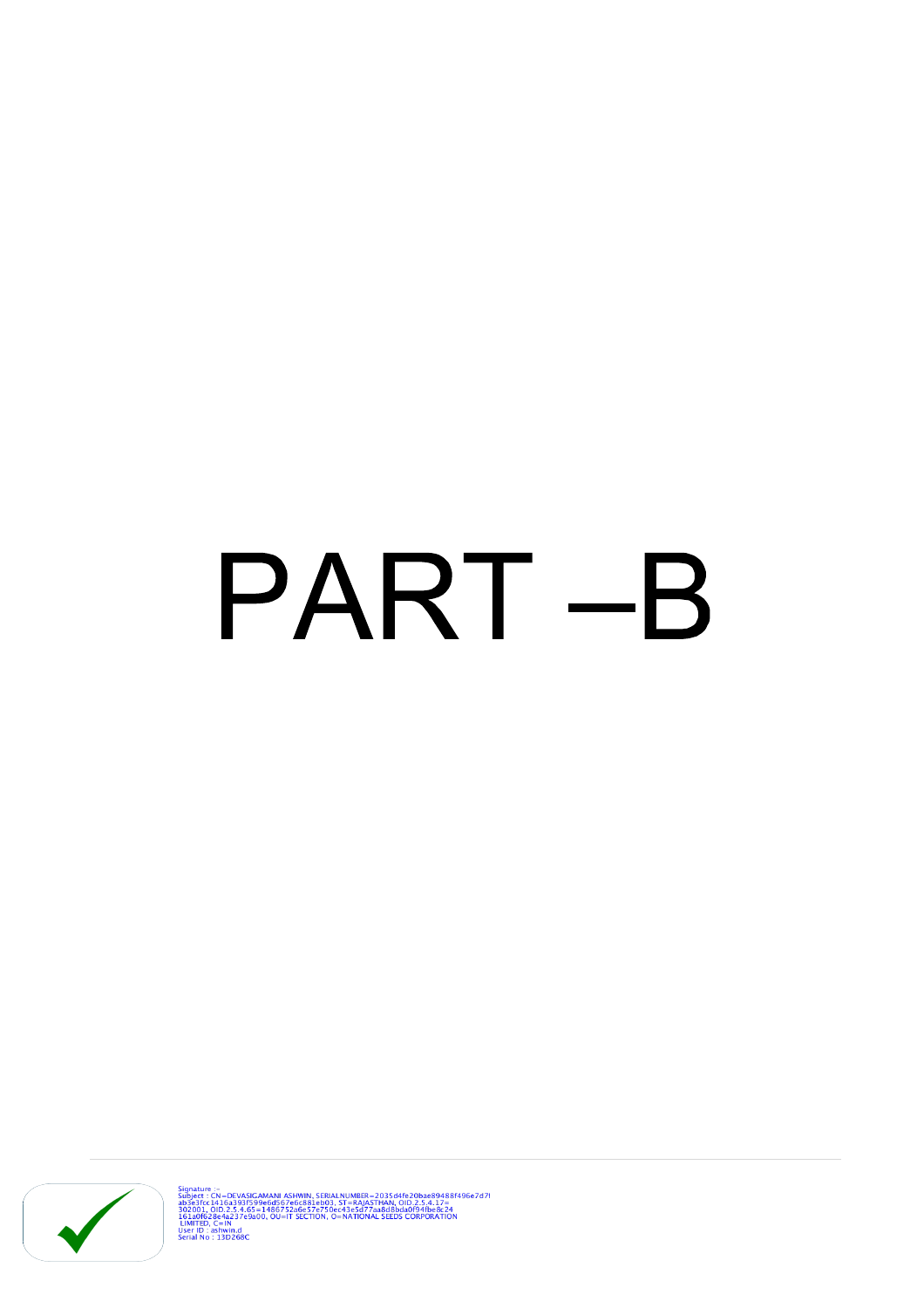# PART –B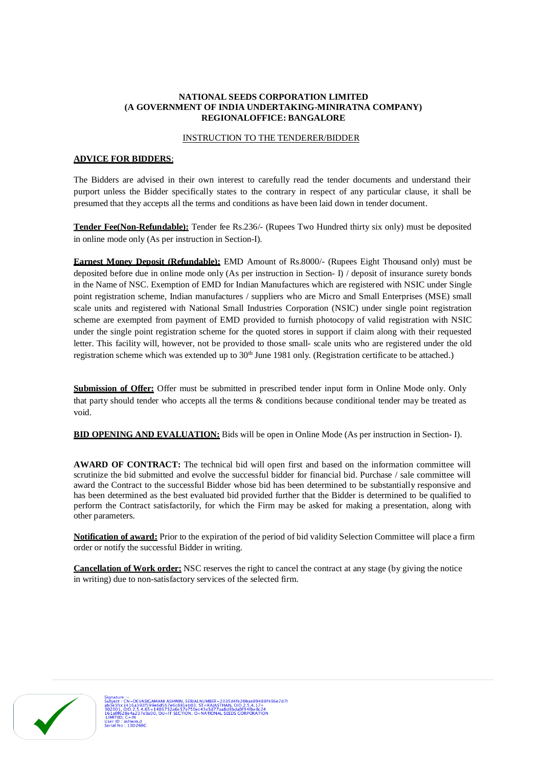**NATIONAL SEEDS CORPORATION LIMITED**
**(A GOVERNMENT OF INDIA UNDERTAKING-MINIRATNA COMPANY)**
**REGIONALOFFICE: BANGALORE**

INSTRUCTION TO THE TENDERER/BIDDER

**ADVICE FOR BIDDERS**:

The Bidders are advised in their own interest to carefully read the tender documents and understand their purport unless the Bidder specifically states to the contrary in respect of any particular clause, it shall be presumed that they accepts all the terms and conditions as have been laid down in tender document.

**Tender Fee(Non-Refundable):** Tender fee Rs.236/- (Rupees Two Hundred thirty six only) must be deposited in online mode only (As per instruction in Section-I).

**Earnest Money Deposit (Refundable):** EMD Amount of Rs.8000/- (Rupees Eight Thousand only) must be deposited before due in online mode only (As per instruction in Section- I) / deposit of insurance surety bonds in the Name of NSC. Exemption of EMD for Indian Manufactures which are registered with NSIC under Single point registration scheme, Indian manufactures / suppliers who are Micro and Small Enterprises (MSE) small scale units and registered with National Small Industries Corporation (NSIC) under single point registration scheme are exempted from payment of EMD provided to furnish photocopy of valid registration with NSIC under the single point registration scheme for the quoted stores in support if claim along with their requested letter. This facility will, however, not be provided to those small- scale units who are registered under the old registration scheme which was extended up to 30th June 1981 only. (Registration certificate to be attached.)

**Submission of Offer:** Offer must be submitted in prescribed tender input form in Online Mode only. Only that party should tender who accepts all the terms & conditions because conditional tender may be treated as void.

**BID OPENING AND EVALUATION:** Bids will be open in Online Mode (As per instruction in Section- I).

**AWARD OF CONTRACT:** The technical bid will open first and based on the information committee will scrutinize the bid submitted and evolve the successful bidder for financial bid. Purchase / sale committee will award the Contract to the successful Bidder whose bid has been determined to be substantially responsive and has been determined as the best evaluated bid provided further that the Bidder is determined to be qualified to perform the Contract satisfactorily, for which the Firm may be asked for making a presentation, along with other parameters.

**Notification of award:** Prior to the expiration of the period of bid validity Selection Committee will place a firm order or notify the successful Bidder in writing.

**Cancellation of Work order:** NSC reserves the right to cancel the contract at any stage (by giving the notice in writing) due to non-satisfactory services of the selected firm.

Signature :-
Subject : CN=DEVASIGAMANI ASHWIN, SERIALNUMBER=2035d4fe20bae89488f496e7d7f ab3e3fcc1416a393f599e6d567e6c881eb03, ST=RAJASTHAN, OID.2.5.4.17= 302001, OID.2.5.4.65=1486752a6e57e750ec43e5d77aa8d8bda0f94fbe8c24 161a0f628e4a237e9a00, OU=IT SECTION, O=NATIONAL SEEDS CORPORATION LIMITED, C=IN
User ID : ashwin.d
Serial No : 13D268C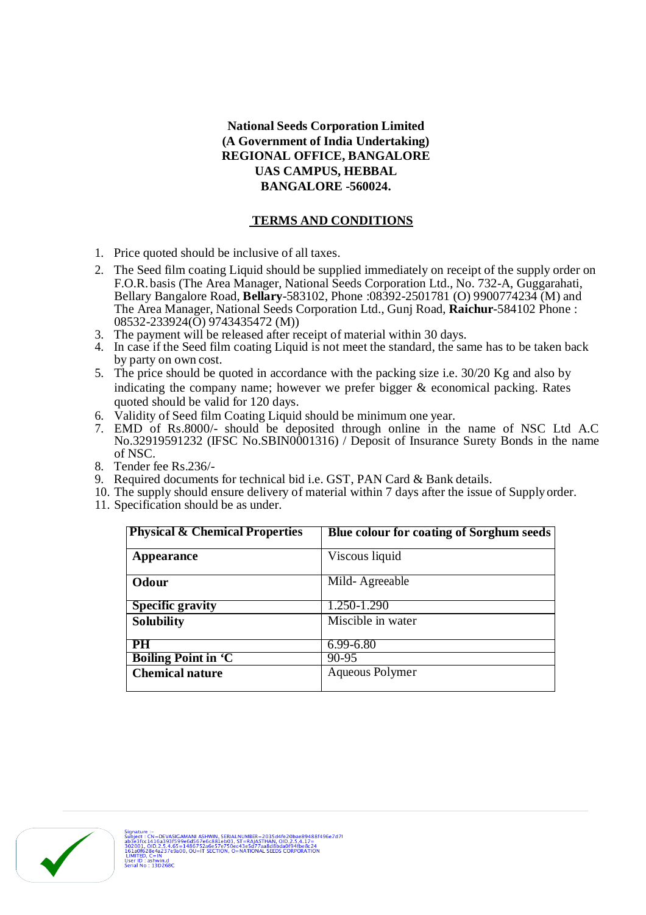**National Seeds Corporation Limited**
**(A Government of India Undertaking)**
**REGIONAL OFFICE, BANGALORE**
**UAS CAMPUS, HEBBAL**
**BANGALORE -560024.**

## TERMS AND CONDITIONS

1. Price quoted should be inclusive of all taxes.
2. The Seed film coating Liquid should be supplied immediately on receipt of the supply order on F.O.R. basis (The Area Manager, National Seeds Corporation Ltd., No. 732-A, Guggarahati, Bellary Bangalore Road, **Bellary**-583102, Phone :08392-2501781 (O) 9900774234 (M) and The Area Manager, National Seeds Corporation Ltd., Gunj Road, **Raichur**-584102 Phone : 08532-233924(O) 9743435472 (M))
3. The payment will be released after receipt of material within 30 days.
4. In case if the Seed film coating Liquid is not meet the standard, the same has to be taken back by party on own cost.
5. The price should be quoted in accordance with the packing size i.e. 30/20 Kg and also by indicating the company name; however we prefer bigger & economical packing. Rates quoted should be valid for 120 days.
6. Validity of Seed film Coating Liquid should be minimum one year.
7. EMD of Rs.8000/- should be deposited through online in the name of NSC Ltd A.C No.32919591232 (IFSC No.SBIN0001316) / Deposit of Insurance Surety Bonds in the name of NSC.
8. Tender fee Rs.236/-
9. Required documents for technical bid i.e. GST, PAN Card & Bank details.
10. The supply should ensure delivery of material within 7 days after the issue of Supply order.
11. Specification should be as under.

| Physical & Chemical Properties | Blue colour for coating of Sorghum seeds |
|---|---|
| **Appearance** | Viscous liquid |
| **Odour** | Mild- Agreeable |
| **Specific gravity** | 1.250-1.290 |
| **Solubility** | Miscible in water |
| **PH** | 6.99-6.80 |
| **Boiling Point in 'C** | 90-95 |
| **Chemical nature** | Aqueous Polymer |

Signature :-
Subject : CN=DEVASIGAMANI ASHWIN, SERIALNUMBER=2035d4fe20bae89488f496e7d7f ab3e3fcc1416a393f599e6d567e6c881eb03, ST=RAJASTHAN, OID.2.5.4.17= 302001, OID.2.5.4.65=1486752a6e57e750ec43e5d77aa8d8bda0f94fbe8c24 161a0f628e4a237e9a00, OU=IT SECTION, O=NATIONAL SEEDS CORPORATION LIMITED, C=IN
User ID : ashwin.d
Serial No : 13D268C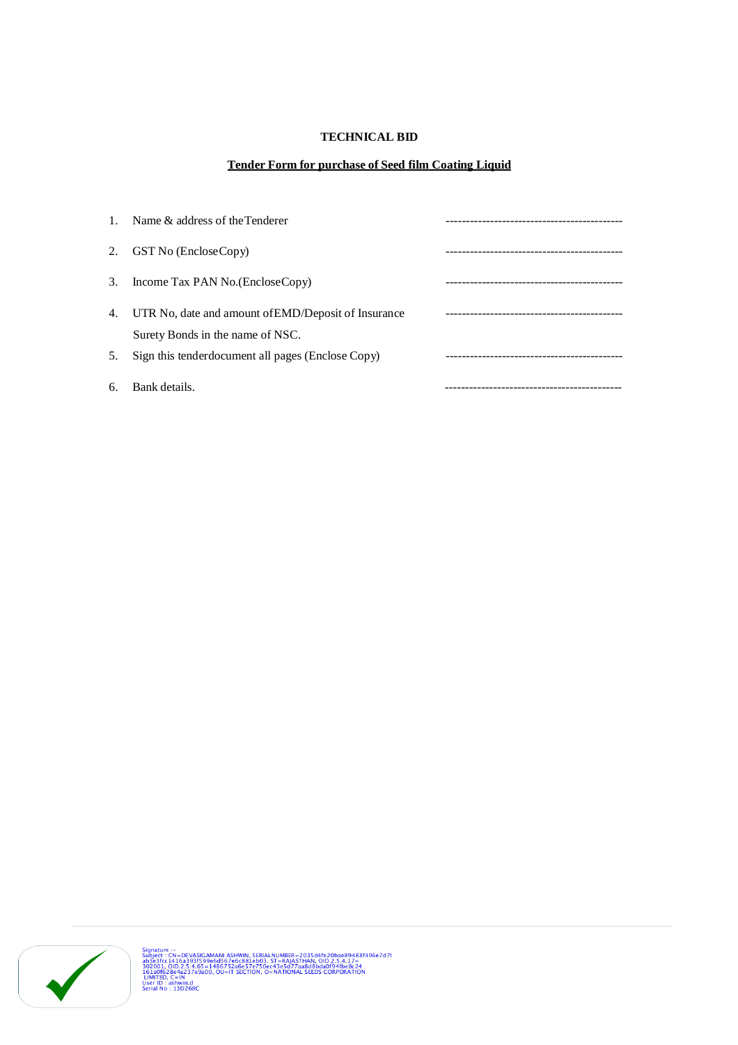**TECHNICAL BID**

**Tender Form for purchase of Seed film Coating Liquid**

1. Name & address of the Tenderer --------------------------------------------
2. GST No (Enclose Copy) --------------------------------------------
3. Income Tax PAN No. (Enclose Copy) --------------------------------------------
4. UTR No, date and amount of EMD/Deposit of Insurance Surety Bonds in the name of NSC. --------------------------------------------
5. Sign this tender document all pages (Enclose Copy) --------------------------------------------
6. Bank details. --------------------------------------------

Signature :-
Subject : CN=DEVASIGAMANI ASHWIN, SERIALNUMBER=2035d4fe20bae89488f496e7d7f ab3e3fcc1416a393f599e6d567e6c881eb03, ST=RAJASTHAN, OID.2.5.4.17= 302001, OID.2.5.4.65=1486752a6e57e750ec43e5d77aa8d8bda0f94fbe8c24 161a0f628e4a237e9a00, OU=IT SECTION, O=NATIONAL SEEDS CORPORATION LIMITED, C=IN
User ID : ashwin.d
Serial No : 13D268C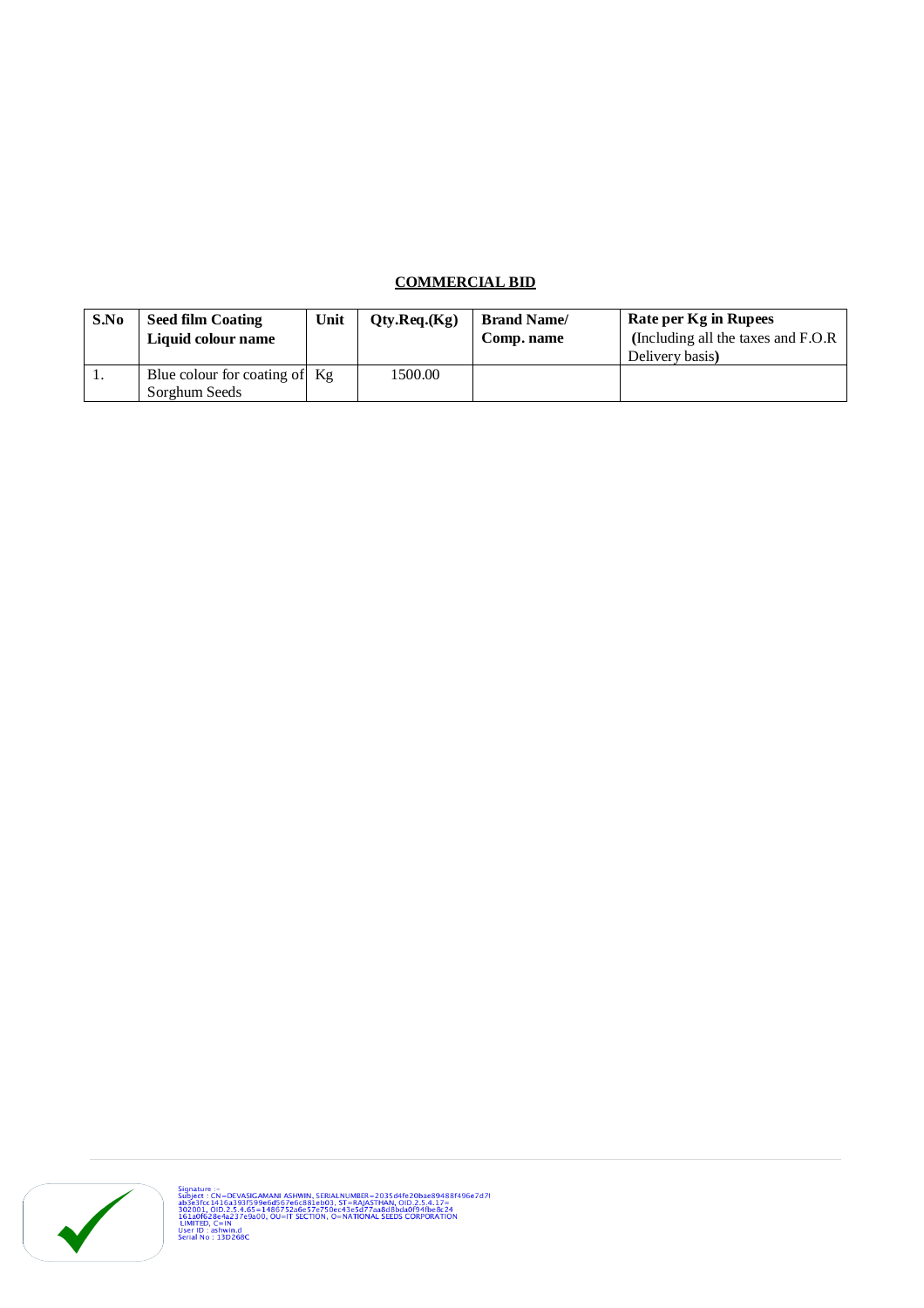## COMMERCIAL BID

| S.No | Seed film Coating Liquid colour name | Unit | Qty.Req.(Kg) | Brand Name/ Comp. name | Rate per Kg in Rupees (Including all the taxes and F.O.R Delivery basis) |
|---|---|---|---|---|---|
| 1. | Blue colour for coating of Sorghum Seeds | Kg | 1500.00 | | |

Signature :-
Subject : CN=DEVASIGAMANI ASHWIN, SERIALNUMBER=2035d4fe20bae89488f496e7d7f ab3e3fcc1416a393f599e6d567e6c881eb03, ST=RAJASTHAN, OID.2.5.4.17= 302001, OID.2.5.4.65=1486752a6e57e750ec43e5d77aa8d8bda0f94fbe8c24 161a0f628e4a237e9a00, OU=IT SECTION, O=NATIONAL SEEDS CORPORATION LIMITED, C=IN
User ID : ashwin.d
Serial No : 13D268C